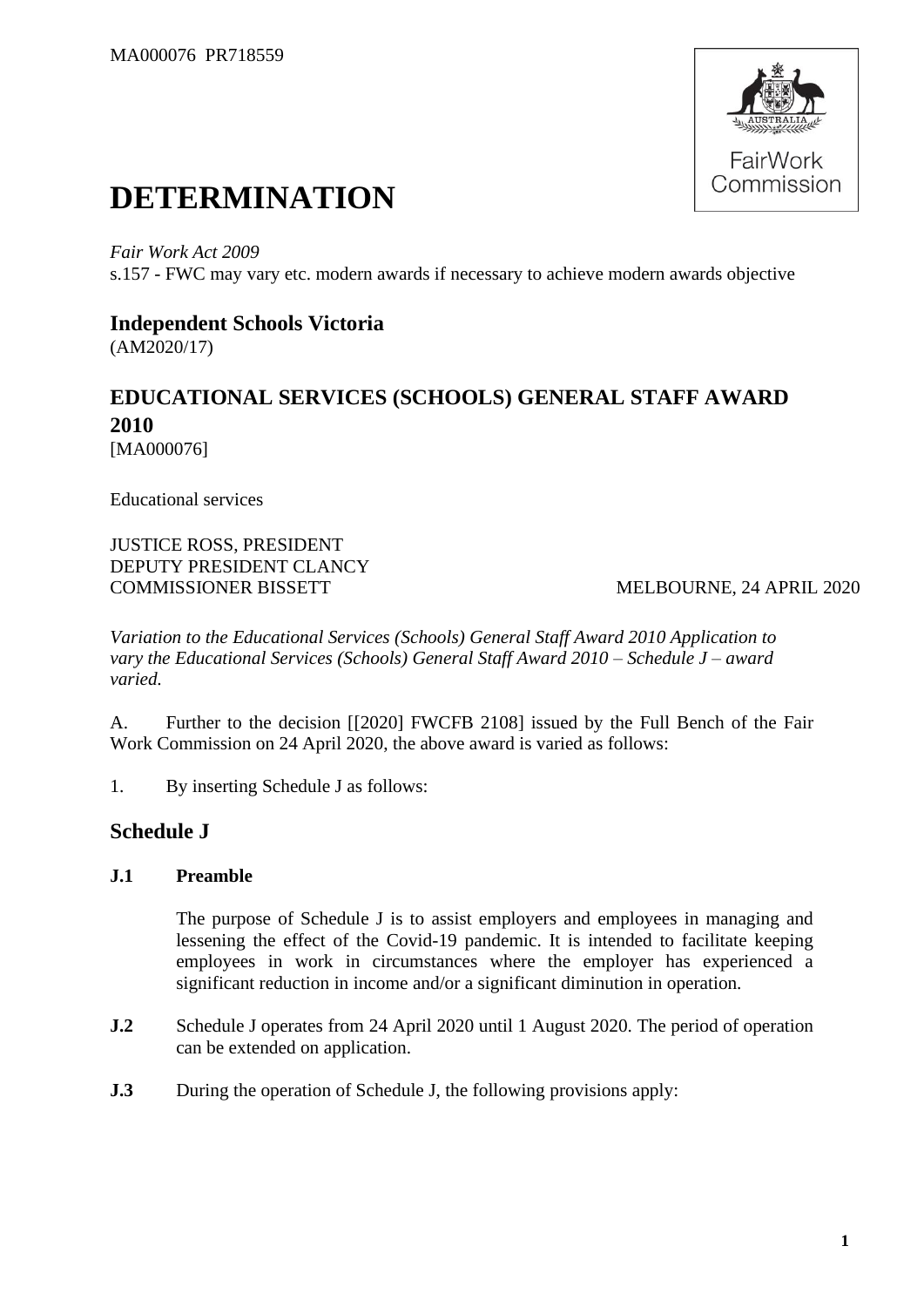MA000076 PR718559

# DETERMINATION

*Fair Work Act 2009*
s.157 - FWC may vary etc. modern awards if necessary to achieve modern awards objective

## Independent Schools Victoria

(AM2020/17)

## EDUCATIONAL SERVICES (SCHOOLS) GENERAL STAFF AWARD 2010

[MA000076]

Educational services

JUSTICE ROSS, PRESIDENT
DEPUTY PRESIDENT CLANCY
COMMISSIONER BISSETT — MELBOURNE, 24 APRIL 2020

*Variation to the Educational Services (Schools) General Staff Award 2010 Application to vary the Educational Services (Schools) General Staff Award 2010 – Schedule J – award varied.*

A. Further to the decision [[2020] FWCFB 2108] issued by the Full Bench of the Fair Work Commission on 24 April 2020, the above award is varied as follows:

1. By inserting Schedule J as follows:

## Schedule J

### J.1 Preamble

The purpose of Schedule J is to assist employers and employees in managing and lessening the effect of the Covid-19 pandemic. It is intended to facilitate keeping employees in work in circumstances where the employer has experienced a significant reduction in income and/or a significant diminution in operation.

**J.2** Schedule J operates from 24 April 2020 until 1 August 2020. The period of operation can be extended on application.

**J.3** During the operation of Schedule J, the following provisions apply: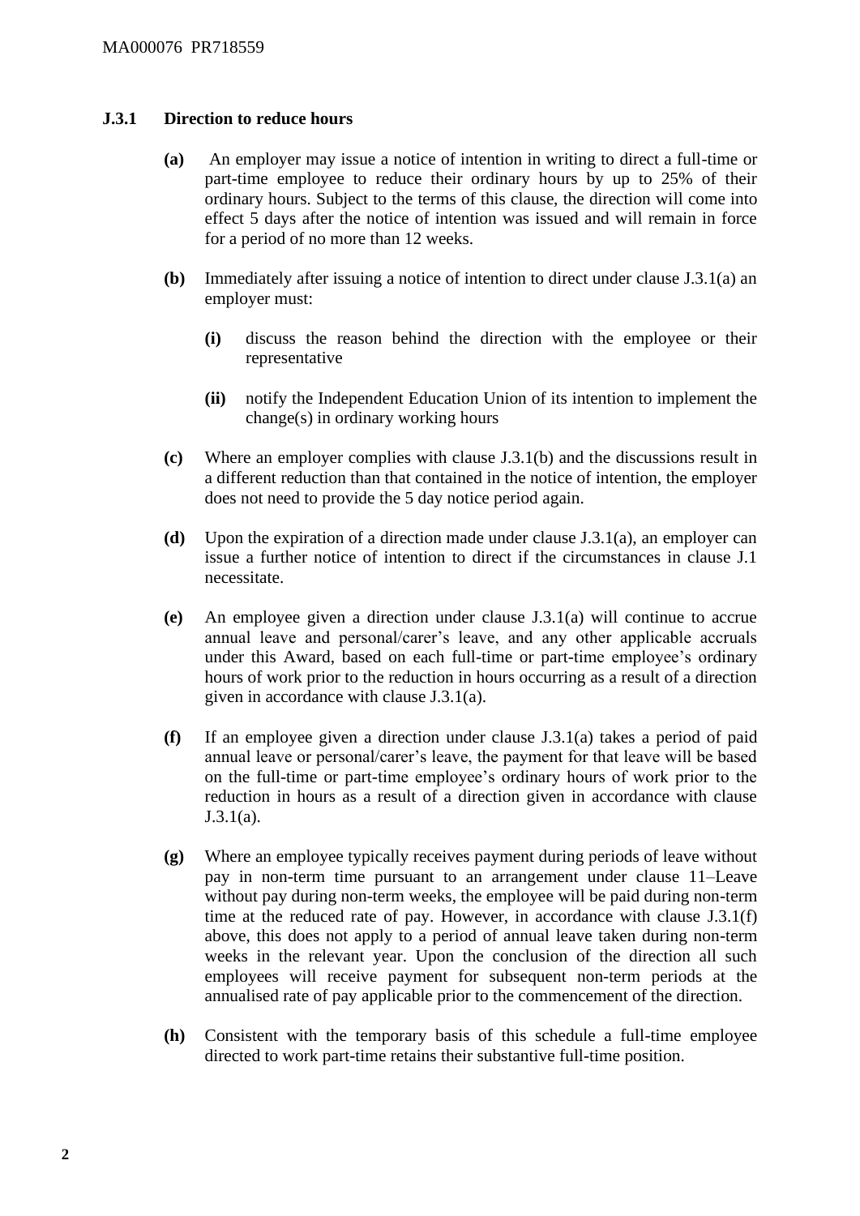### J.3.1 Direction to reduce hours

**(a)** An employer may issue a notice of intention in writing to direct a full-time or part-time employee to reduce their ordinary hours by up to 25% of their ordinary hours. Subject to the terms of this clause, the direction will come into effect 5 days after the notice of intention was issued and will remain in force for a period of no more than 12 weeks.

**(b)** Immediately after issuing a notice of intention to direct under clause J.3.1(a) an employer must:

- **(i)** discuss the reason behind the direction with the employee or their representative

- **(ii)** notify the Independent Education Union of its intention to implement the change(s) in ordinary working hours

**(c)** Where an employer complies with clause J.3.1(b) and the discussions result in a different reduction than that contained in the notice of intention, the employer does not need to provide the 5 day notice period again.

**(d)** Upon the expiration of a direction made under clause J.3.1(a), an employer can issue a further notice of intention to direct if the circumstances in clause J.1 necessitate.

**(e)** An employee given a direction under clause J.3.1(a) will continue to accrue annual leave and personal/carer's leave, and any other applicable accruals under this Award, based on each full-time or part-time employee's ordinary hours of work prior to the reduction in hours occurring as a result of a direction given in accordance with clause J.3.1(a).

**(f)** If an employee given a direction under clause J.3.1(a) takes a period of paid annual leave or personal/carer's leave, the payment for that leave will be based on the full-time or part-time employee's ordinary hours of work prior to the reduction in hours as a result of a direction given in accordance with clause J.3.1(a).

**(g)** Where an employee typically receives payment during periods of leave without pay in non-term time pursuant to an arrangement under clause 11–Leave without pay during non-term weeks, the employee will be paid during non-term time at the reduced rate of pay. However, in accordance with clause J.3.1(f) above, this does not apply to a period of annual leave taken during non-term weeks in the relevant year. Upon the conclusion of the direction all such employees will receive payment for subsequent non-term periods at the annualised rate of pay applicable prior to the commencement of the direction.

**(h)** Consistent with the temporary basis of this schedule a full-time employee directed to work part-time retains their substantive full-time position.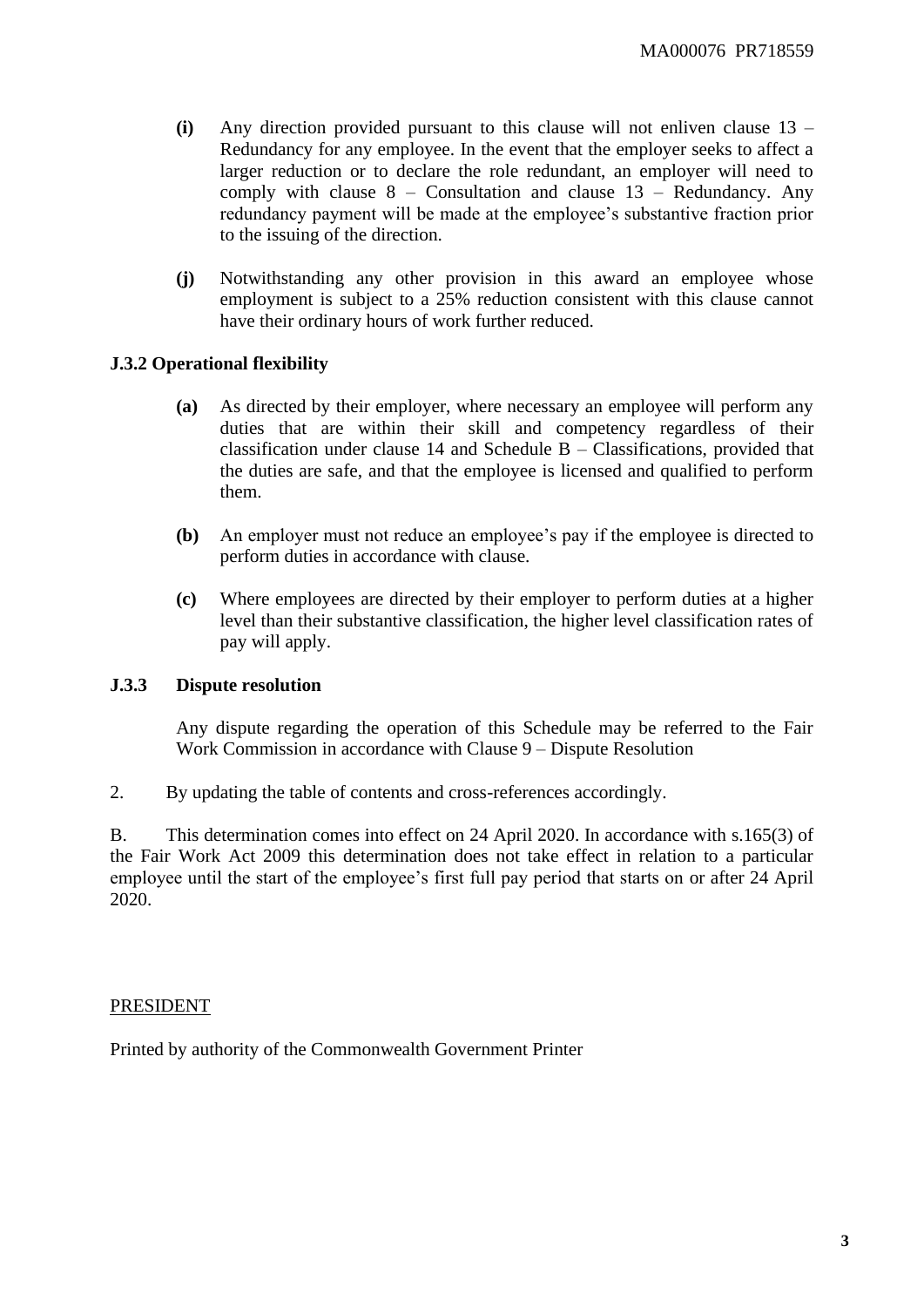**(i)** Any direction provided pursuant to this clause will not enliven clause 13 – Redundancy for any employee. In the event that the employer seeks to affect a larger reduction or to declare the role redundant, an employer will need to comply with clause 8 – Consultation and clause 13 – Redundancy. Any redundancy payment will be made at the employee's substantive fraction prior to the issuing of the direction.

**(j)** Notwithstanding any other provision in this award an employee whose employment is subject to a 25% reduction consistent with this clause cannot have their ordinary hours of work further reduced.

**J.3.2 Operational flexibility**

**(a)** As directed by their employer, where necessary an employee will perform any duties that are within their skill and competency regardless of their classification under clause 14 and Schedule B – Classifications, provided that the duties are safe, and that the employee is licensed and qualified to perform them.

**(b)** An employer must not reduce an employee's pay if the employee is directed to perform duties in accordance with clause.

**(c)** Where employees are directed by their employer to perform duties at a higher level than their substantive classification, the higher level classification rates of pay will apply.

**J.3.3 Dispute resolution**

Any dispute regarding the operation of this Schedule may be referred to the Fair Work Commission in accordance with Clause 9 – Dispute Resolution

2. By updating the table of contents and cross-references accordingly.

B. This determination comes into effect on 24 April 2020. In accordance with s.165(3) of the Fair Work Act 2009 this determination does not take effect in relation to a particular employee until the start of the employee's first full pay period that starts on or after 24 April 2020.

PRESIDENT

Printed by authority of the Commonwealth Government Printer